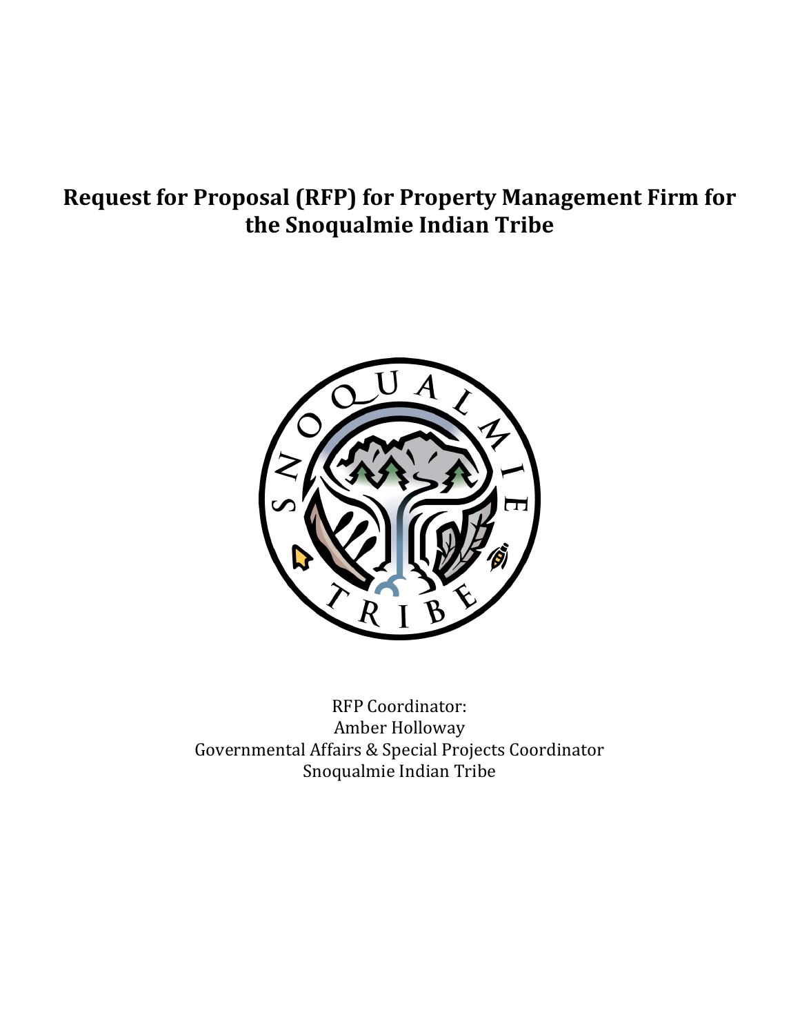# Request for Proposal (RFP) for Property Management Firm for the Snoqualmie Indian Tribe

RFP Coordinator:
Amber Holloway
Governmental Affairs & Special Projects Coordinator
Snoqualmie Indian Tribe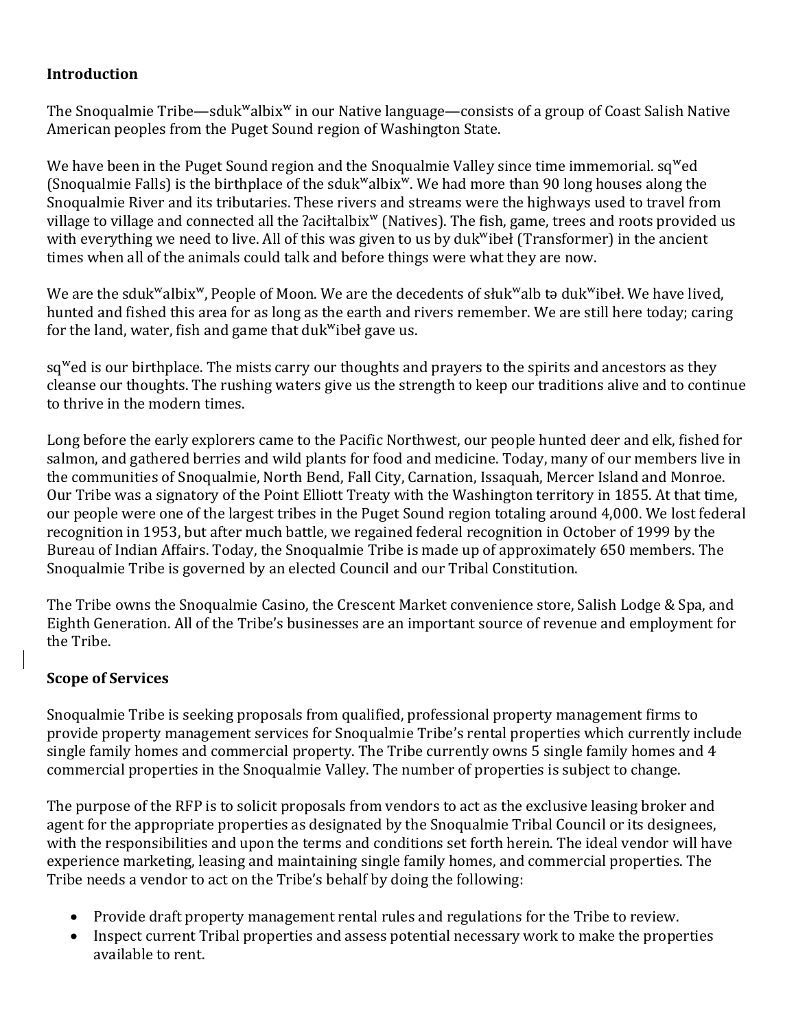**Introduction**

The Snoqualmie Tribe—sdukʷalbixʷ in our Native language—consists of a group of Coast Salish Native American peoples from the Puget Sound region of Washington State.

We have been in the Puget Sound region and the Snoqualmie Valley since time immemorial. sqʷed (Snoqualmie Falls) is the birthplace of the sdukʷalbixʷ. We had more than 90 long houses along the Snoqualmie River and its tributaries. These rivers and streams were the highways used to travel from village to village and connected all the ʔaciłtalbixʷ (Natives). The fish, game, trees and roots provided us with everything we need to live. All of this was given to us by dukʷibeł (Transformer) in the ancient times when all of the animals could talk and before things were what they are now.

We are the sdukʷalbixʷ, People of Moon. We are the decedents of słukʷalb tə dukʷibeł. We have lived, hunted and fished this area for as long as the earth and rivers remember. We are still here today; caring for the land, water, fish and game that dukʷibeł gave us.

sqʷed is our birthplace. The mists carry our thoughts and prayers to the spirits and ancestors as they cleanse our thoughts. The rushing waters give us the strength to keep our traditions alive and to continue to thrive in the modern times.

Long before the early explorers came to the Pacific Northwest, our people hunted deer and elk, fished for salmon, and gathered berries and wild plants for food and medicine. Today, many of our members live in the communities of Snoqualmie, North Bend, Fall City, Carnation, Issaquah, Mercer Island and Monroe. Our Tribe was a signatory of the Point Elliott Treaty with the Washington territory in 1855. At that time, our people were one of the largest tribes in the Puget Sound region totaling around 4,000. We lost federal recognition in 1953, but after much battle, we regained federal recognition in October of 1999 by the Bureau of Indian Affairs. Today, the Snoqualmie Tribe is made up of approximately 650 members. The Snoqualmie Tribe is governed by an elected Council and our Tribal Constitution.

The Tribe owns the Snoqualmie Casino, the Crescent Market convenience store, Salish Lodge & Spa, and Eighth Generation. All of the Tribe's businesses are an important source of revenue and employment for the Tribe.

**Scope of Services**

Snoqualmie Tribe is seeking proposals from qualified, professional property management firms to provide property management services for Snoqualmie Tribe's rental properties which currently include single family homes and commercial property. The Tribe currently owns 5 single family homes and 4 commercial properties in the Snoqualmie Valley. The number of properties is subject to change.

The purpose of the RFP is to solicit proposals from vendors to act as the exclusive leasing broker and agent for the appropriate properties as designated by the Snoqualmie Tribal Council or its designees, with the responsibilities and upon the terms and conditions set forth herein. The ideal vendor will have experience marketing, leasing and maintaining single family homes, and commercial properties. The Tribe needs a vendor to act on the Tribe's behalf by doing the following:

- Provide draft property management rental rules and regulations for the Tribe to review.
- Inspect current Tribal properties and assess potential necessary work to make the properties available to rent.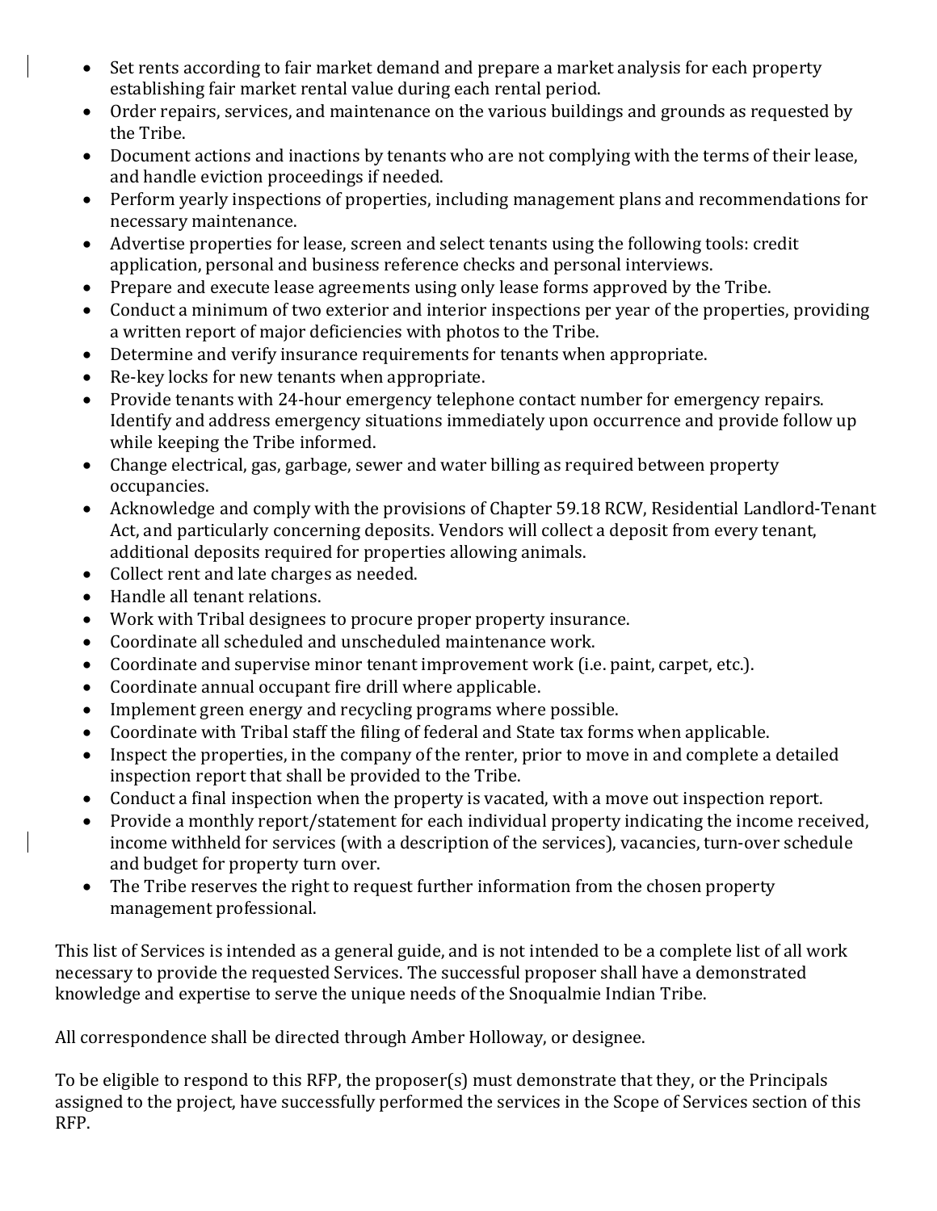- Set rents according to fair market demand and prepare a market analysis for each property establishing fair market rental value during each rental period.
- Order repairs, services, and maintenance on the various buildings and grounds as requested by the Tribe.
- Document actions and inactions by tenants who are not complying with the terms of their lease, and handle eviction proceedings if needed.
- Perform yearly inspections of properties, including management plans and recommendations for necessary maintenance.
- Advertise properties for lease, screen and select tenants using the following tools: credit application, personal and business reference checks and personal interviews.
- Prepare and execute lease agreements using only lease forms approved by the Tribe.
- Conduct a minimum of two exterior and interior inspections per year of the properties, providing a written report of major deficiencies with photos to the Tribe.
- Determine and verify insurance requirements for tenants when appropriate.
- Re-key locks for new tenants when appropriate.
- Provide tenants with 24-hour emergency telephone contact number for emergency repairs. Identify and address emergency situations immediately upon occurrence and provide follow up while keeping the Tribe informed.
- Change electrical, gas, garbage, sewer and water billing as required between property occupancies.
- Acknowledge and comply with the provisions of Chapter 59.18 RCW, Residential Landlord-Tenant Act, and particularly concerning deposits. Vendors will collect a deposit from every tenant, additional deposits required for properties allowing animals.
- Collect rent and late charges as needed.
- Handle all tenant relations.
- Work with Tribal designees to procure proper property insurance.
- Coordinate all scheduled and unscheduled maintenance work.
- Coordinate and supervise minor tenant improvement work (i.e. paint, carpet, etc.).
- Coordinate annual occupant fire drill where applicable.
- Implement green energy and recycling programs where possible.
- Coordinate with Tribal staff the filing of federal and State tax forms when applicable.
- Inspect the properties, in the company of the renter, prior to move in and complete a detailed inspection report that shall be provided to the Tribe.
- Conduct a final inspection when the property is vacated, with a move out inspection report.
- Provide a monthly report/statement for each individual property indicating the income received, income withheld for services (with a description of the services), vacancies, turn-over schedule and budget for property turn over.
- The Tribe reserves the right to request further information from the chosen property management professional.

This list of Services is intended as a general guide, and is not intended to be a complete list of all work necessary to provide the requested Services. The successful proposer shall have a demonstrated knowledge and expertise to serve the unique needs of the Snoqualmie Indian Tribe.

All correspondence shall be directed through Amber Holloway, or designee.

To be eligible to respond to this RFP, the proposer(s) must demonstrate that they, or the Principals assigned to the project, have successfully performed the services in the Scope of Services section of this RFP.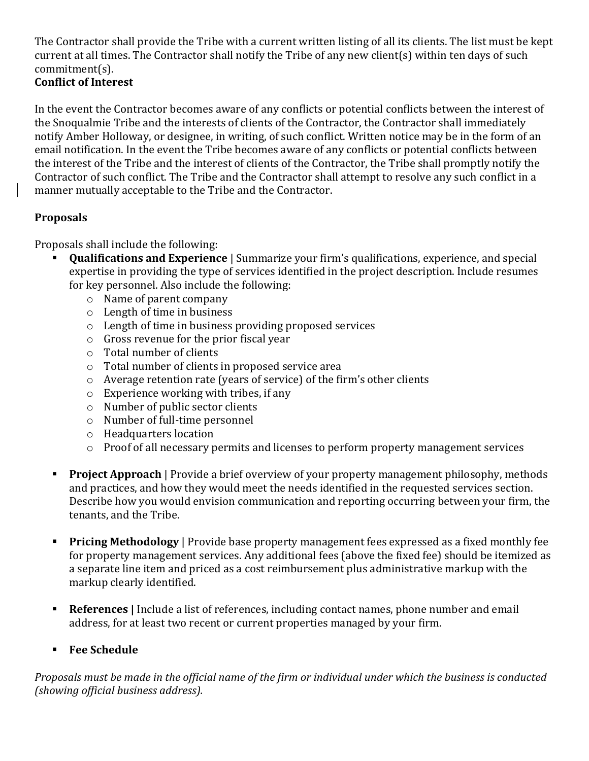The Contractor shall provide the Tribe with a current written listing of all its clients. The list must be kept current at all times. The Contractor shall notify the Tribe of any new client(s) within ten days of such commitment(s).

**Conflict of Interest**

In the event the Contractor becomes aware of any conflicts or potential conflicts between the interest of the Snoqualmie Tribe and the interests of clients of the Contractor, the Contractor shall immediately notify Amber Holloway, or designee, in writing, of such conflict. Written notice may be in the form of an email notification. In the event the Tribe becomes aware of any conflicts or potential conflicts between the interest of the Tribe and the interest of clients of the Contractor, the Tribe shall promptly notify the Contractor of such conflict. The Tribe and the Contractor shall attempt to resolve any such conflict in a manner mutually acceptable to the Tribe and the Contractor.

**Proposals**

Proposals shall include the following:

- **Qualifications and Experience |** Summarize your firm's qualifications, experience, and special expertise in providing the type of services identified in the project description. Include resumes for key personnel. Also include the following:
  - Name of parent company
  - Length of time in business
  - Length of time in business providing proposed services
  - Gross revenue for the prior fiscal year
  - Total number of clients
  - Total number of clients in proposed service area
  - Average retention rate (years of service) of the firm's other clients
  - Experience working with tribes, if any
  - Number of public sector clients
  - Number of full-time personnel
  - Headquarters location
  - Proof of all necessary permits and licenses to perform property management services

- **Project Approach |** Provide a brief overview of your property management philosophy, methods and practices, and how they would meet the needs identified in the requested services section. Describe how you would envision communication and reporting occurring between your firm, the tenants, and the Tribe.

- **Pricing Methodology |** Provide base property management fees expressed as a fixed monthly fee for property management services. Any additional fees (above the fixed fee) should be itemized as a separate line item and priced as a cost reimbursement plus administrative markup with the markup clearly identified.

- **References |** Include a list of references, including contact names, phone number and email address, for at least two recent or current properties managed by your firm.

- **Fee Schedule**

*Proposals must be made in the official name of the firm or individual under which the business is conducted (showing official business address).*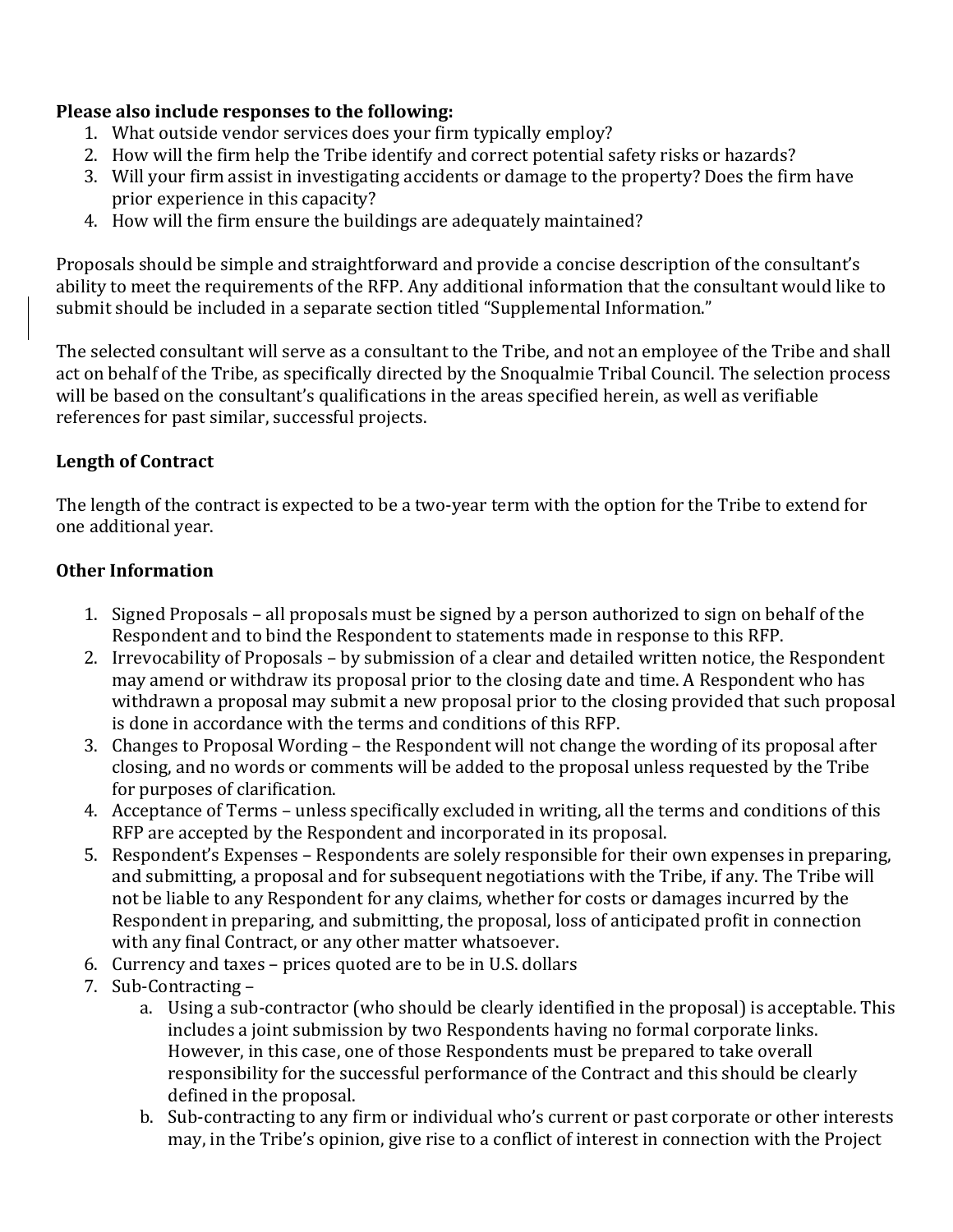**Please also include responses to the following:**

1. What outside vendor services does your firm typically employ?
2. How will the firm help the Tribe identify and correct potential safety risks or hazards?
3. Will your firm assist in investigating accidents or damage to the property? Does the firm have prior experience in this capacity?
4. How will the firm ensure the buildings are adequately maintained?

Proposals should be simple and straightforward and provide a concise description of the consultant's ability to meet the requirements of the RFP. Any additional information that the consultant would like to submit should be included in a separate section titled "Supplemental Information."

The selected consultant will serve as a consultant to the Tribe, and not an employee of the Tribe and shall act on behalf of the Tribe, as specifically directed by the Snoqualmie Tribal Council. The selection process will be based on the consultant's qualifications in the areas specified herein, as well as verifiable references for past similar, successful projects.

**Length of Contract**

The length of the contract is expected to be a two-year term with the option for the Tribe to extend for one additional year.

**Other Information**

1. Signed Proposals – all proposals must be signed by a person authorized to sign on behalf of the Respondent and to bind the Respondent to statements made in response to this RFP.
2. Irrevocability of Proposals – by submission of a clear and detailed written notice, the Respondent may amend or withdraw its proposal prior to the closing date and time. A Respondent who has withdrawn a proposal may submit a new proposal prior to the closing provided that such proposal is done in accordance with the terms and conditions of this RFP.
3. Changes to Proposal Wording – the Respondent will not change the wording of its proposal after closing, and no words or comments will be added to the proposal unless requested by the Tribe for purposes of clarification.
4. Acceptance of Terms – unless specifically excluded in writing, all the terms and conditions of this RFP are accepted by the Respondent and incorporated in its proposal.
5. Respondent's Expenses – Respondents are solely responsible for their own expenses in preparing, and submitting, a proposal and for subsequent negotiations with the Tribe, if any. The Tribe will not be liable to any Respondent for any claims, whether for costs or damages incurred by the Respondent in preparing, and submitting, the proposal, loss of anticipated profit in connection with any final Contract, or any other matter whatsoever.
6. Currency and taxes – prices quoted are to be in U.S. dollars
7. Sub-Contracting –
    a. Using a sub-contractor (who should be clearly identified in the proposal) is acceptable. This includes a joint submission by two Respondents having no formal corporate links. However, in this case, one of those Respondents must be prepared to take overall responsibility for the successful performance of the Contract and this should be clearly defined in the proposal.
    b. Sub-contracting to any firm or individual who's current or past corporate or other interests may, in the Tribe's opinion, give rise to a conflict of interest in connection with the Project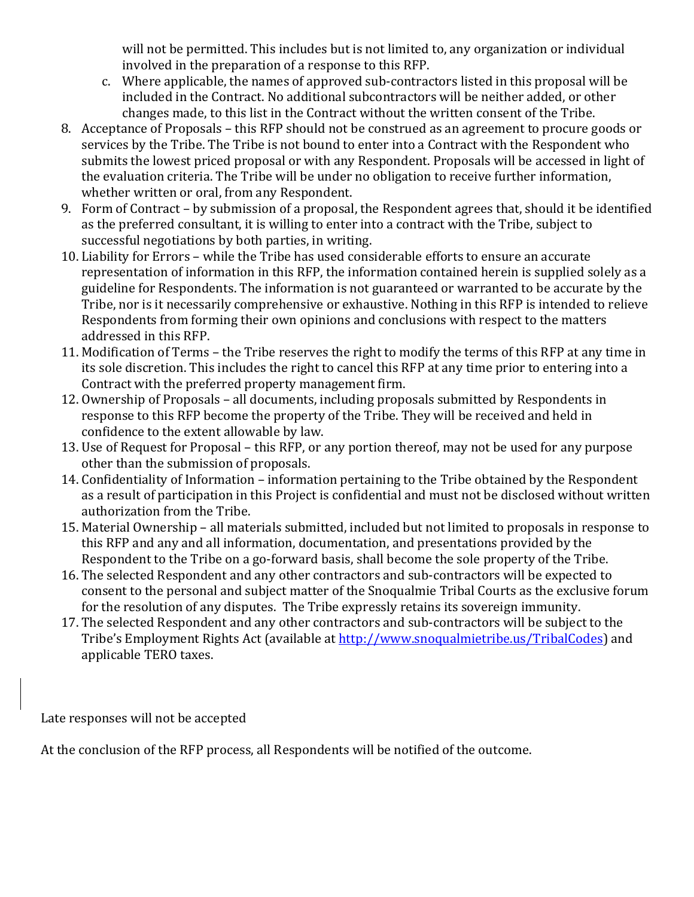will not be permitted. This includes but is not limited to, any organization or individual involved in the preparation of a response to this RFP.

   c. Where applicable, the names of approved sub-contractors listed in this proposal will be included in the Contract. No additional subcontractors will be neither added, or other changes made, to this list in the Contract without the written consent of the Tribe.

8. Acceptance of Proposals – this RFP should not be construed as an agreement to procure goods or services by the Tribe. The Tribe is not bound to enter into a Contract with the Respondent who submits the lowest priced proposal or with any Respondent. Proposals will be accessed in light of the evaluation criteria. The Tribe will be under no obligation to receive further information, whether written or oral, from any Respondent.
9. Form of Contract – by submission of a proposal, the Respondent agrees that, should it be identified as the preferred consultant, it is willing to enter into a contract with the Tribe, subject to successful negotiations by both parties, in writing.
10. Liability for Errors – while the Tribe has used considerable efforts to ensure an accurate representation of information in this RFP, the information contained herein is supplied solely as a guideline for Respondents. The information is not guaranteed or warranted to be accurate by the Tribe, nor is it necessarily comprehensive or exhaustive. Nothing in this RFP is intended to relieve Respondents from forming their own opinions and conclusions with respect to the matters addressed in this RFP.
11. Modification of Terms – the Tribe reserves the right to modify the terms of this RFP at any time in its sole discretion. This includes the right to cancel this RFP at any time prior to entering into a Contract with the preferred property management firm.
12. Ownership of Proposals – all documents, including proposals submitted by Respondents in response to this RFP become the property of the Tribe. They will be received and held in confidence to the extent allowable by law.
13. Use of Request for Proposal – this RFP, or any portion thereof, may not be used for any purpose other than the submission of proposals.
14. Confidentiality of Information – information pertaining to the Tribe obtained by the Respondent as a result of participation in this Project is confidential and must not be disclosed without written authorization from the Tribe.
15. Material Ownership – all materials submitted, included but not limited to proposals in response to this RFP and any and all information, documentation, and presentations provided by the Respondent to the Tribe on a go-forward basis, shall become the sole property of the Tribe.
16. The selected Respondent and any other contractors and sub-contractors will be expected to consent to the personal and subject matter of the Snoqualmie Tribal Courts as the exclusive forum for the resolution of any disputes. The Tribe expressly retains its sovereign immunity.
17. The selected Respondent and any other contractors and sub-contractors will be subject to the Tribe's Employment Rights Act (available at http://www.snoqualmietribe.us/TribalCodes) and applicable TERO taxes.

Late responses will not be accepted

At the conclusion of the RFP process, all Respondents will be notified of the outcome.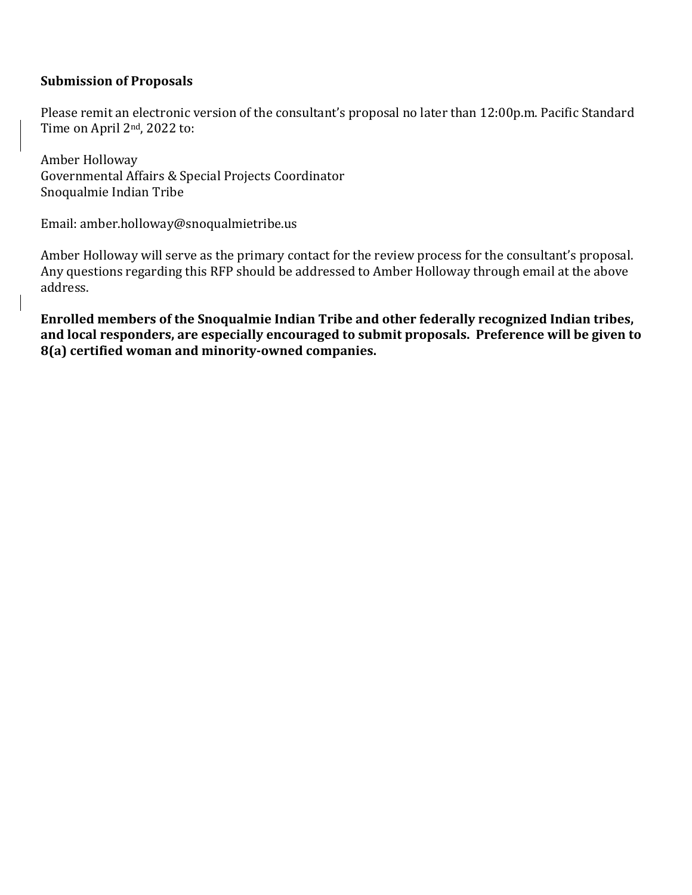**Submission of Proposals**

Please remit an electronic version of the consultant's proposal no later than 12:00p.m. Pacific Standard Time on April 2nd, 2022 to:

Amber Holloway
Governmental Affairs & Special Projects Coordinator
Snoqualmie Indian Tribe

Email: amber.holloway@snoqualmietribe.us

Amber Holloway will serve as the primary contact for the review process for the consultant's proposal. Any questions regarding this RFP should be addressed to Amber Holloway through email at the above address.

**Enrolled members of the Snoqualmie Indian Tribe and other federally recognized Indian tribes, and local responders, are especially encouraged to submit proposals. Preference will be given to 8(a) certified woman and minority-owned companies.**